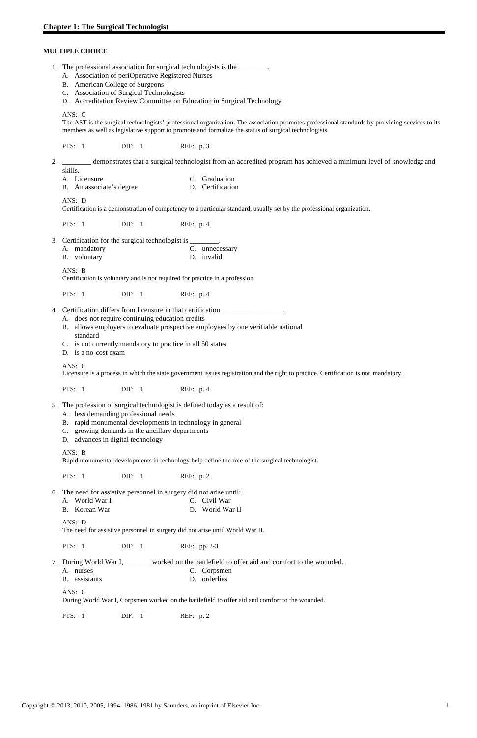## Chapter 1: The Surgical Technologist

**MULTIPLE CHOICE**

1. The professional association for surgical technologists is the ________.
   A. Association of periOperative Registered Nurses
   B. American College of Surgeons
   C. Association of Surgical Technologists
   D. Accreditation Review Committee on Education in Surgical Technology

   ANS: C
   The AST is the surgical technologists' professional organization. The association promotes professional standards by providing services to its members as well as legislative support to promote and formalize the status of surgical technologists.

   PTS: 1 DIF: 1 REF: p. 3

2. ________ demonstrates that a surgical technologist from an accredited program has achieved a minimum level of knowledge and skills.
   A. Licensure
   B. An associate's degree
   C. Graduation
   D. Certification

   ANS: D
   Certification is a demonstration of competency to a particular standard, usually set by the professional organization.

   PTS: 1 DIF: 1 REF: p. 4

3. Certification for the surgical technologist is ________.
   A. mandatory
   B. voluntary
   C. unnecessary
   D. invalid

   ANS: B
   Certification is voluntary and is not required for practice in a profession.

   PTS: 1 DIF: 1 REF: p. 4

4. Certification differs from licensure in that certification _________________.
   A. does not require continuing education credits
   B. allows employers to evaluate prospective employees by one verifiable national standard
   C. is not currently mandatory to practice in all 50 states
   D. is a no-cost exam

   ANS: C
   Licensure is a process in which the state government issues registration and the right to practice. Certification is not mandatory.

   PTS: 1 DIF: 1 REF: p. 4

5. The profession of surgical technologist is defined today as a result of:
   A. less demanding professional needs
   B. rapid monumental developments in technology in general
   C. growing demands in the ancillary departments
   D. advances in digital technology

   ANS: B
   Rapid monumental developments in technology help define the role of the surgical technologist.

   PTS: 1 DIF: 1 REF: p. 2

6. The need for assistive personnel in surgery did not arise until:
   A. World War I
   B. Korean War
   C. Civil War
   D. World War II

   ANS: D
   The need for assistive personnel in surgery did not arise until World War II.

   PTS: 1 DIF: 1 REF: pp. 2-3

7. During World War I, _______ worked on the battlefield to offer aid and comfort to the wounded.
   A. nurses
   B. assistants
   C. Corpsmen
   D. orderlies

   ANS: C
   During World War I, Corpsmen worked on the battlefield to offer aid and comfort to the wounded.

   PTS: 1 DIF: 1 REF: p. 2

Copyright © 2013, 2010, 2005, 1994, 1986, 1981 by Saunders, an imprint of Elsevier Inc.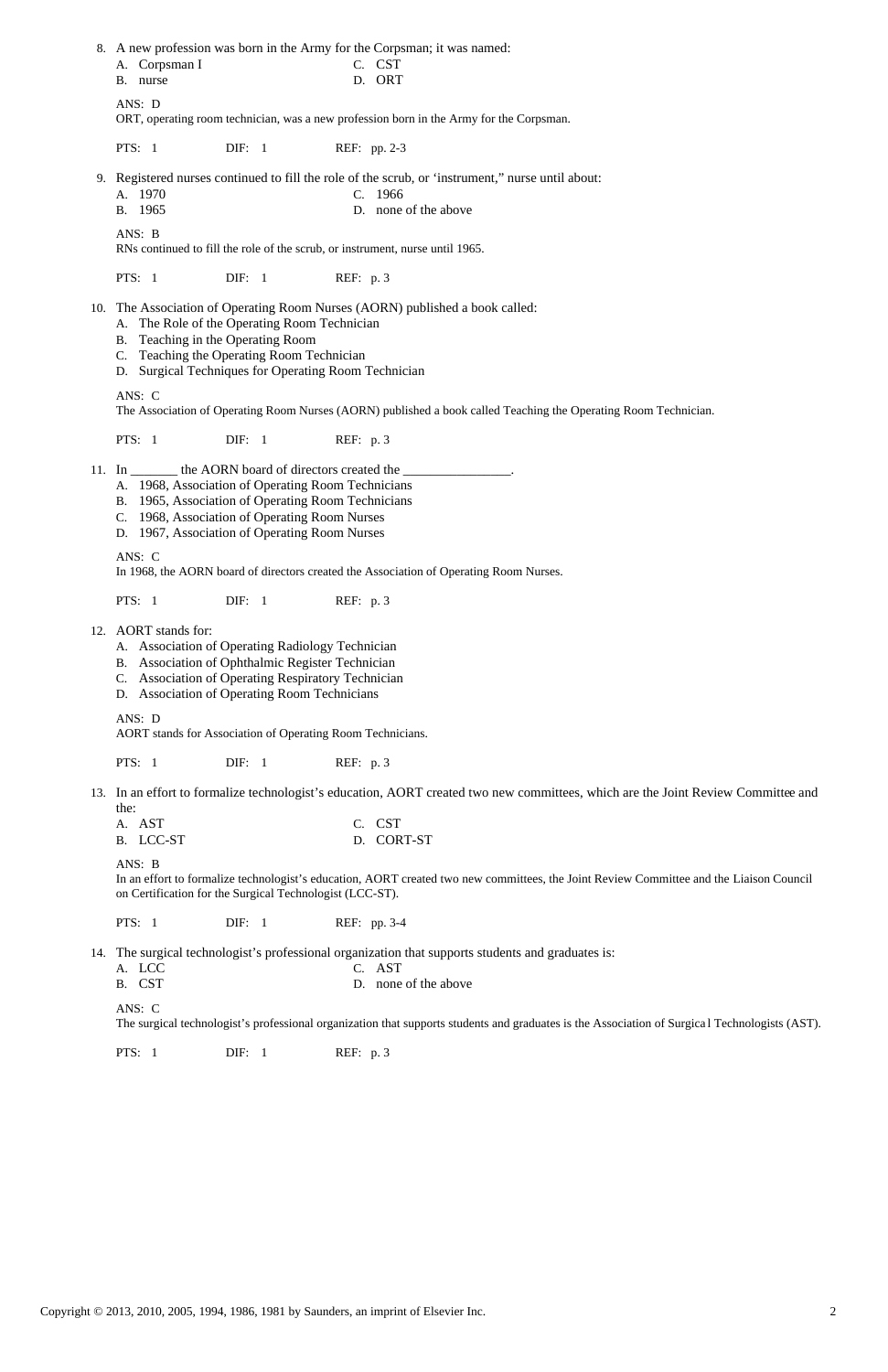8. A new profession was born in the Army for the Corpsman; it was named:
   A. Corpsman I
   B. nurse
   C. CST
   D. ORT

   ANS: D
   ORT, operating room technician, was a new profession born in the Army for the Corpsman.

   PTS: 1 DIF: 1 REF: pp. 2-3

9. Registered nurses continued to fill the role of the scrub, or 'instrument," nurse until about:
   A. 1970
   B. 1965
   C. 1966
   D. none of the above

   ANS: B
   RNs continued to fill the role of the scrub, or instrument, nurse until 1965.

   PTS: 1 DIF: 1 REF: p. 3

10. The Association of Operating Room Nurses (AORN) published a book called:
    A. The Role of the Operating Room Technician
    B. Teaching in the Operating Room
    C. Teaching the Operating Room Technician
    D. Surgical Techniques for Operating Room Technician

    ANS: C
    The Association of Operating Room Nurses (AORN) published a book called Teaching the Operating Room Technician.

    PTS: 1 DIF: 1 REF: p. 3

11. In _______ the AORN board of directors created the ________________.
    A. 1968, Association of Operating Room Technicians
    B. 1965, Association of Operating Room Technicians
    C. 1968, Association of Operating Room Nurses
    D. 1967, Association of Operating Room Nurses

    ANS: C
    In 1968, the AORN board of directors created the Association of Operating Room Nurses.

    PTS: 1 DIF: 1 REF: p. 3

12. AORT stands for:
    A. Association of Operating Radiology Technician
    B. Association of Ophthalmic Register Technician
    C. Association of Operating Respiratory Technician
    D. Association of Operating Room Technicians

    ANS: D
    AORT stands for Association of Operating Room Technicians.

    PTS: 1 DIF: 1 REF: p. 3

13. In an effort to formalize technologist's education, AORT created two new committees, which are the Joint Review Committee and the:
    A. AST
    B. LCC-ST
    C. CST
    D. CORT-ST

    ANS: B
    In an effort to formalize technologist's education, AORT created two new committees, the Joint Review Committee and the Liaison Council on Certification for the Surgical Technologist (LCC-ST).

    PTS: 1 DIF: 1 REF: pp. 3-4

14. The surgical technologist's professional organization that supports students and graduates is:
    A. LCC
    B. CST
    C. AST
    D. none of the above

    ANS: C
    The surgical technologist's professional organization that supports students and graduates is the Association of Surgical Technologists (AST).

    PTS: 1 DIF: 1 REF: p. 3

Copyright © 2013, 2010, 2005, 1994, 1986, 1981 by Saunders, an imprint of Elsevier Inc.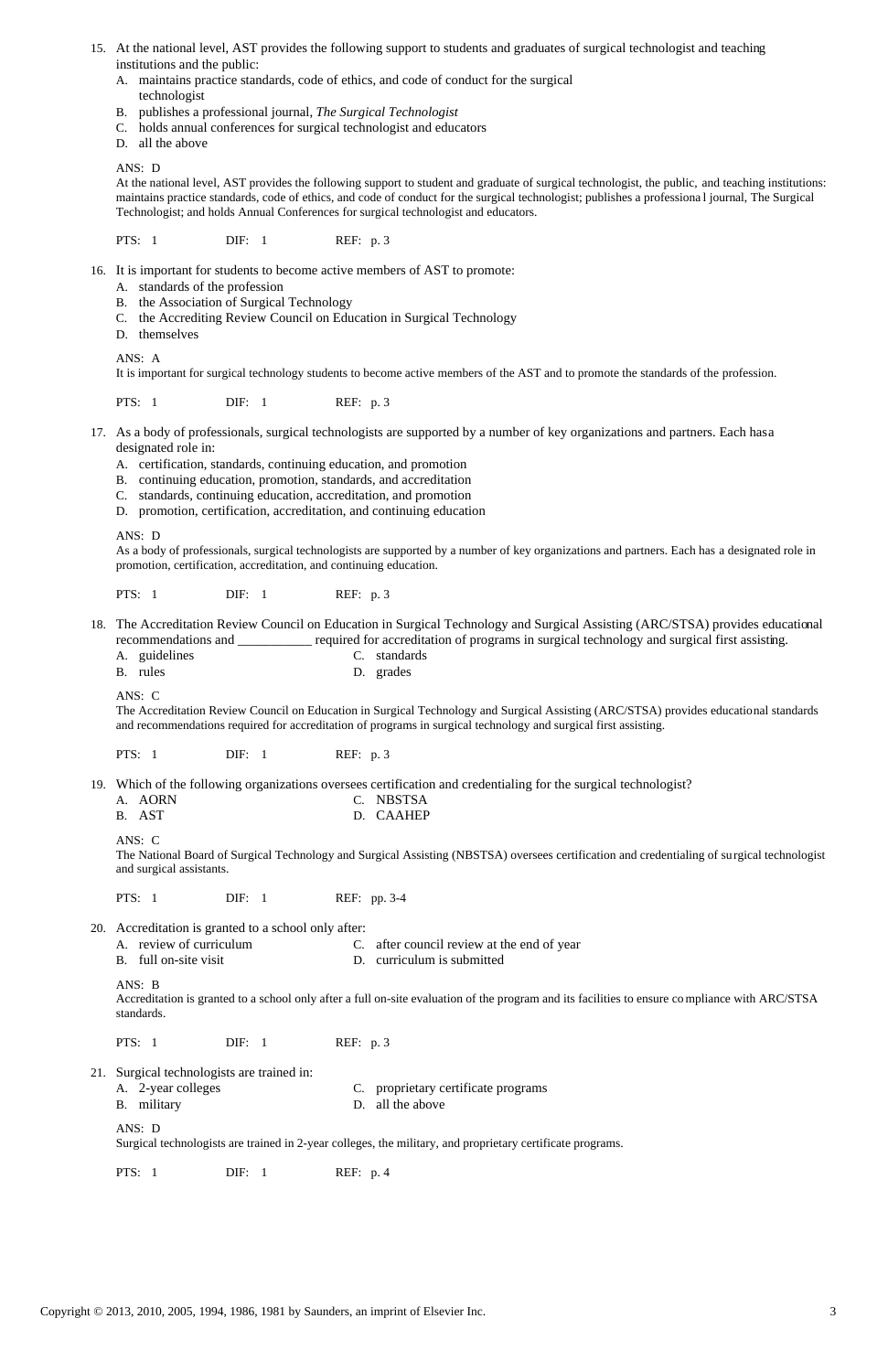15. At the national level, AST provides the following support to students and graduates of surgical technologist and teaching institutions and the public:
    A. maintains practice standards, code of ethics, and code of conduct for the surgical technologist
    B. publishes a professional journal, *The Surgical Technologist*
    C. holds annual conferences for surgical technologist and educators
    D. all the above

    ANS: D
    At the national level, AST provides the following support to student and graduate of surgical technologist, the public, and teaching institutions: maintains practice standards, code of ethics, and code of conduct for the surgical technologist; publishes a professiona l journal, The Surgical Technologist; and holds Annual Conferences for surgical technologist and educators.

    PTS: 1 DIF: 1 REF: p. 3

16. It is important for students to become active members of AST to promote:
    A. standards of the profession
    B. the Association of Surgical Technology
    C. the Accrediting Review Council on Education in Surgical Technology
    D. themselves

    ANS: A
    It is important for surgical technology students to become active members of the AST and to promote the standards of the profession.

    PTS: 1 DIF: 1 REF: p. 3

17. As a body of professionals, surgical technologists are supported by a number of key organizations and partners. Each hasa designated role in:
    A. certification, standards, continuing education, and promotion
    B. continuing education, promotion, standards, and accreditation
    C. standards, continuing education, accreditation, and promotion
    D. promotion, certification, accreditation, and continuing education

    ANS: D
    As a body of professionals, surgical technologists are supported by a number of key organizations and partners. Each has a designated role in promotion, certification, accreditation, and continuing education.

    PTS: 1 DIF: 1 REF: p. 3

18. The Accreditation Review Council on Education in Surgical Technology and Surgical Assisting (ARC/STSA) provides educational recommendations and ___________ required for accreditation of programs in surgical technology and surgical first assisting.
    A. guidelines
    B. rules
    C. standards
    D. grades

    ANS: C
    The Accreditation Review Council on Education in Surgical Technology and Surgical Assisting (ARC/STSA) provides educational standards and recommendations required for accreditation of programs in surgical technology and surgical first assisting.

    PTS: 1 DIF: 1 REF: p. 3

19. Which of the following organizations oversees certification and credentialing for the surgical technologist?
    A. AORN
    B. AST
    C. NBSTSA
    D. CAAHEP

    ANS: C
    The National Board of Surgical Technology and Surgical Assisting (NBSTSA) oversees certification and credentialing of surgical technologist and surgical assistants.

    PTS: 1 DIF: 1 REF: pp. 3-4

20. Accreditation is granted to a school only after:
    A. review of curriculum
    B. full on-site visit
    C. after council review at the end of year
    D. curriculum is submitted

    ANS: B
    Accreditation is granted to a school only after a full on-site evaluation of the program and its facilities to ensure compliance with ARC/STSA standards.

    PTS: 1 DIF: 1 REF: p. 3

21. Surgical technologists are trained in:
    A. 2-year colleges
    B. military
    C. proprietary certificate programs
    D. all the above

    ANS: D
    Surgical technologists are trained in 2-year colleges, the military, and proprietary certificate programs.

    PTS: 1 DIF: 1 REF: p. 4

Copyright © 2013, 2010, 2005, 1994, 1986, 1981 by Saunders, an imprint of Elsevier Inc.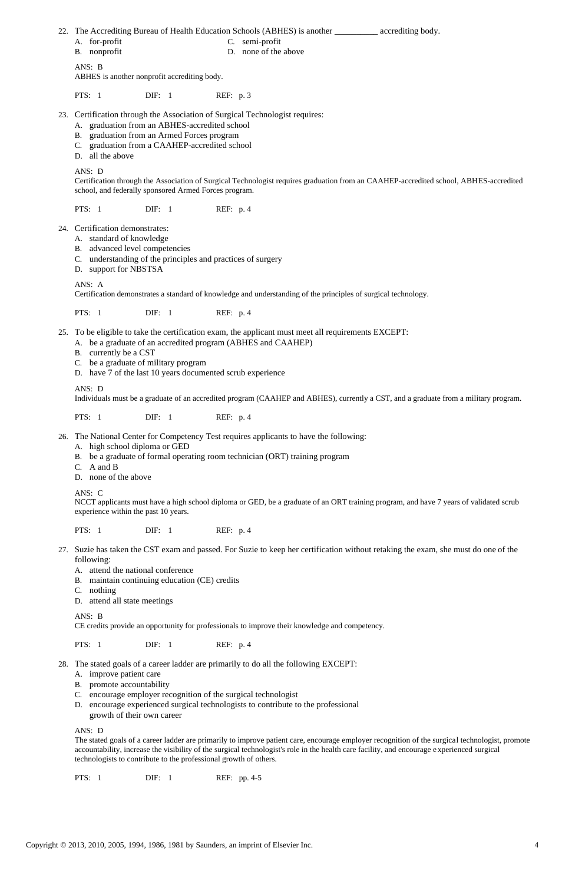22. The Accrediting Bureau of Health Education Schools (ABHES) is another __________ accrediting body.
    A. for-profit
    B. nonprofit
    C. semi-profit
    D. none of the above

    ANS: B
    ABHES is another nonprofit accrediting body.

    PTS: 1 DIF: 1 REF: p. 3

23. Certification through the Association of Surgical Technologist requires:
    A. graduation from an ABHES-accredited school
    B. graduation from an Armed Forces program
    C. graduation from a CAAHEP-accredited school
    D. all the above

    ANS: D
    Certification through the Association of Surgical Technologist requires graduation from an CAAHEP-accredited school, ABHES-accredited school, and federally sponsored Armed Forces program.

    PTS: 1 DIF: 1 REF: p. 4

24. Certification demonstrates:
    A. standard of knowledge
    B. advanced level competencies
    C. understanding of the principles and practices of surgery
    D. support for NBSTSA

    ANS: A
    Certification demonstrates a standard of knowledge and understanding of the principles of surgical technology.

    PTS: 1 DIF: 1 REF: p. 4

25. To be eligible to take the certification exam, the applicant must meet all requirements EXCEPT:
    A. be a graduate of an accredited program (ABHES and CAAHEP)
    B. currently be a CST
    C. be a graduate of military program
    D. have 7 of the last 10 years documented scrub experience

    ANS: D
    Individuals must be a graduate of an accredited program (CAAHEP and ABHES), currently a CST, and a graduate from a military program.

    PTS: 1 DIF: 1 REF: p. 4

26. The National Center for Competency Test requires applicants to have the following:
    A. high school diploma or GED
    B. be a graduate of formal operating room technician (ORT) training program
    C. A and B
    D. none of the above

    ANS: C
    NCCT applicants must have a high school diploma or GED, be a graduate of an ORT training program, and have 7 years of validated scrub experience within the past 10 years.

    PTS: 1 DIF: 1 REF: p. 4

27. Suzie has taken the CST exam and passed. For Suzie to keep her certification without retaking the exam, she must do one of the following:
    A. attend the national conference
    B. maintain continuing education (CE) credits
    C. nothing
    D. attend all state meetings

    ANS: B
    CE credits provide an opportunity for professionals to improve their knowledge and competency.

    PTS: 1 DIF: 1 REF: p. 4

28. The stated goals of a career ladder are primarily to do all the following EXCEPT:
    A. improve patient care
    B. promote accountability
    C. encourage employer recognition of the surgical technologist
    D. encourage experienced surgical technologists to contribute to the professional growth of their own career

    ANS: D
    The stated goals of a career ladder are primarily to improve patient care, encourage employer recognition of the surgical technologist, promote accountability, increase the visibility of the surgical technologist's role in the health care facility, and encourage experienced surgical technologists to contribute to the professional growth of others.

    PTS: 1 DIF: 1 REF: pp. 4-5

Copyright © 2013, 2010, 2005, 1994, 1986, 1981 by Saunders, an imprint of Elsevier Inc.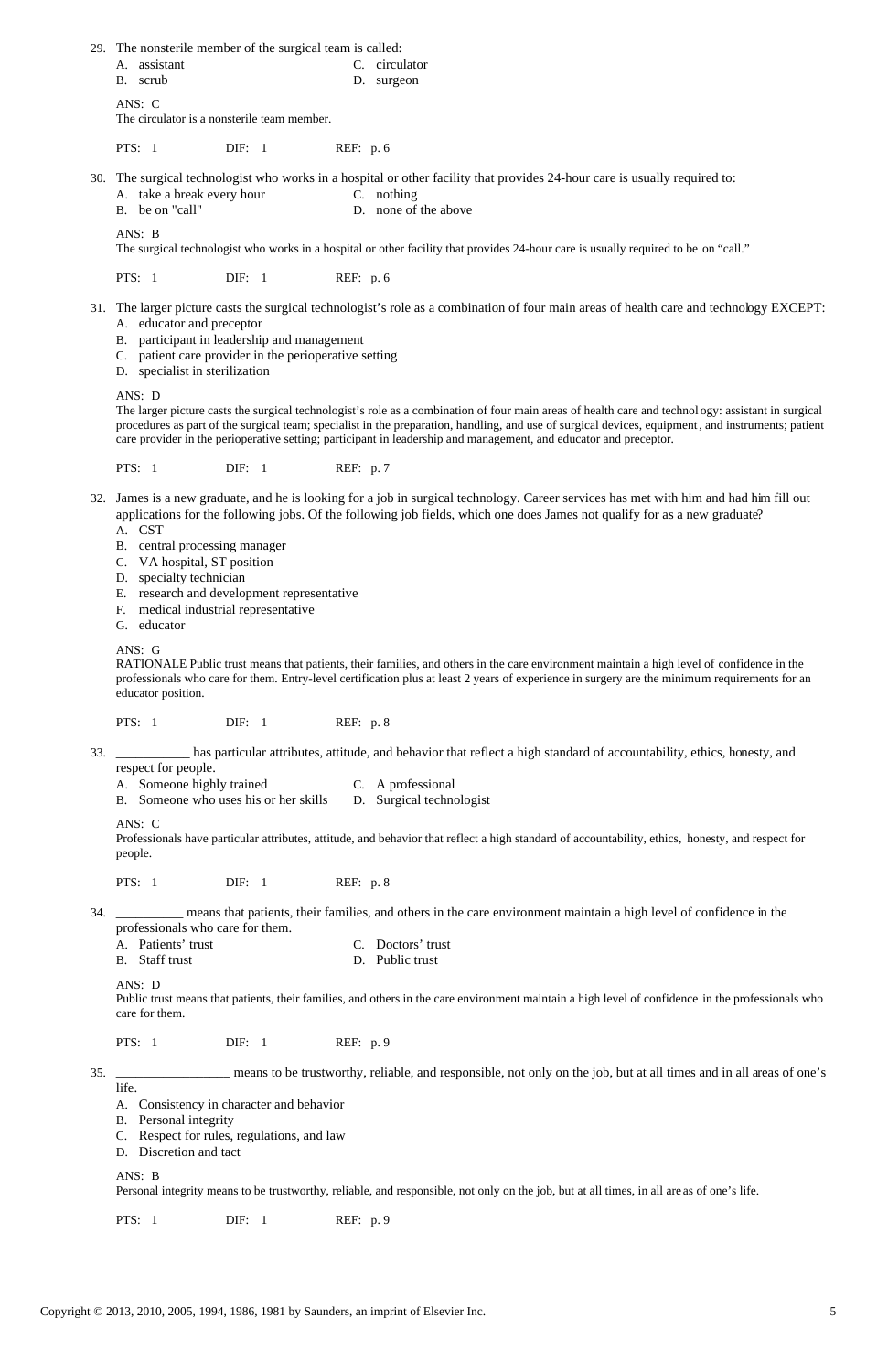29. The nonsterile member of the surgical team is called:

    A. assistant
    B. scrub
    C. circulator
    D. surgeon

    ANS: C
    The circulator is a nonsterile team member.

    PTS: 1 DIF: 1 REF: p. 6

30. The surgical technologist who works in a hospital or other facility that provides 24-hour care is usually required to:

    A. take a break every hour
    B. be on "call"
    C. nothing
    D. none of the above

    ANS: B
    The surgical technologist who works in a hospital or other facility that provides 24-hour care is usually required to be on "call."

    PTS: 1 DIF: 1 REF: p. 6

31. The larger picture casts the surgical technologist's role as a combination of four main areas of health care and technology EXCEPT:

    A. educator and preceptor
    B. participant in leadership and management
    C. patient care provider in the perioperative setting
    D. specialist in sterilization

    ANS: D
    The larger picture casts the surgical technologist's role as a combination of four main areas of health care and technology: assistant in surgical procedures as part of the surgical team; specialist in the preparation, handling, and use of surgical devices, equipment, and instruments; patient care provider in the perioperative setting; participant in leadership and management, and educator and preceptor.

    PTS: 1 DIF: 1 REF: p. 7

32. James is a new graduate, and he is looking for a job in surgical technology. Career services has met with him and had him fill out applications for the following jobs. Of the following job fields, which one does James not qualify for as a new graduate?

    A. CST
    B. central processing manager
    C. VA hospital, ST position
    D. specialty technician
    E. research and development representative
    F. medical industrial representative
    G. educator

    ANS: G
    RATIONALE Public trust means that patients, their families, and others in the care environment maintain a high level of confidence in the professionals who care for them. Entry-level certification plus at least 2 years of experience in surgery are the minimum requirements for an educator position.

    PTS: 1 DIF: 1 REF: p. 8

33. ___________ has particular attributes, attitude, and behavior that reflect a high standard of accountability, ethics, honesty, and respect for people.

    A. Someone highly trained
    B. Someone who uses his or her skills
    C. A professional
    D. Surgical technologist

    ANS: C
    Professionals have particular attributes, attitude, and behavior that reflect a high standard of accountability, ethics, honesty, and respect for people.

    PTS: 1 DIF: 1 REF: p. 8

34. __________ means that patients, their families, and others in the care environment maintain a high level of confidence in the professionals who care for them.

    A. Patients' trust
    B. Staff trust
    C. Doctors' trust
    D. Public trust

    ANS: D
    Public trust means that patients, their families, and others in the care environment maintain a high level of confidence in the professionals who care for them.

    PTS: 1 DIF: 1 REF: p. 9

35. _________________ means to be trustworthy, reliable, and responsible, not only on the job, but at all times and in all areas of one's life.

    A. Consistency in character and behavior
    B. Personal integrity
    C. Respect for rules, regulations, and law
    D. Discretion and tact

    ANS: B
    Personal integrity means to be trustworthy, reliable, and responsible, not only on the job, but at all times, in all areas of one's life.

    PTS: 1 DIF: 1 REF: p. 9

Copyright © 2013, 2010, 2005, 1994, 1986, 1981 by Saunders, an imprint of Elsevier Inc.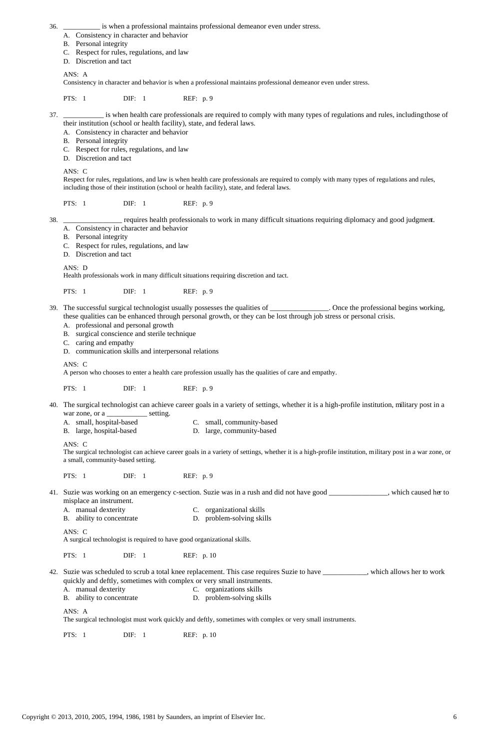36. __________ is when a professional maintains professional demeanor even under stress.
   A. Consistency in character and behavior
   B. Personal integrity
   C. Respect for rules, regulations, and law
   D. Discretion and tact

   ANS: A
   Consistency in character and behavior is when a professional maintains professional demeanor even under stress.

   PTS: 1 DIF: 1 REF: p. 9

37. ___________ is when health care professionals are required to comply with many types of regulations and rules, including those of their institution (school or health facility), state, and federal laws.
   A. Consistency in character and behavior
   B. Personal integrity
   C. Respect for rules, regulations, and law
   D. Discretion and tact

   ANS: C
   Respect for rules, regulations, and law is when health care professionals are required to comply with many types of regulations and rules, including those of their institution (school or health facility), state, and federal laws.

   PTS: 1 DIF: 1 REF: p. 9

38. ________________ requires health professionals to work in many difficult situations requiring diplomacy and good judgment.
   A. Consistency in character and behavior
   B. Personal integrity
   C. Respect for rules, regulations, and law
   D. Discretion and tact

   ANS: D
   Health professionals work in many difficult situations requiring discretion and tact.

   PTS: 1 DIF: 1 REF: p. 9

39. The successful surgical technologist usually possesses the qualities of ________________. Once the professional begins working, these qualities can be enhanced through personal growth, or they can be lost through job stress or personal crisis.
   A. professional and personal growth
   B. surgical conscience and sterile technique
   C. caring and empathy
   D. communication skills and interpersonal relations

   ANS: C
   A person who chooses to enter a health care profession usually has the qualities of care and empathy.

   PTS: 1 DIF: 1 REF: p. 9

40. The surgical technologist can achieve career goals in a variety of settings, whether it is a high-profile institution, military post in a war zone, or a ___________ setting.
   A. small, hospital-based
   B. large, hospital-based
   C. small, community-based
   D. large, community-based

   ANS: C
   The surgical technologist can achieve career goals in a variety of settings, whether it is a high-profile institution, military post in a war zone, or a small, community-based setting.

   PTS: 1 DIF: 1 REF: p. 9

41. Suzie was working on an emergency c-section. Suzie was in a rush and did not have good ________________, which caused her to misplace an instrument.
   A. manual dexterity
   B. ability to concentrate
   C. organizational skills
   D. problem-solving skills

   ANS: C
   A surgical technologist is required to have good organizational skills.

   PTS: 1 DIF: 1 REF: p. 10

42. Suzie was scheduled to scrub a total knee replacement. This case requires Suzie to have ____________, which allows her to work quickly and deftly, sometimes with complex or very small instruments.
   A. manual dexterity
   B. ability to concentrate
   C. organizations skills
   D. problem-solving skills

   ANS: A
   The surgical technologist must work quickly and deftly, sometimes with complex or very small instruments.

   PTS: 1 DIF: 1 REF: p. 10

Copyright © 2013, 2010, 2005, 1994, 1986, 1981 by Saunders, an imprint of Elsevier Inc.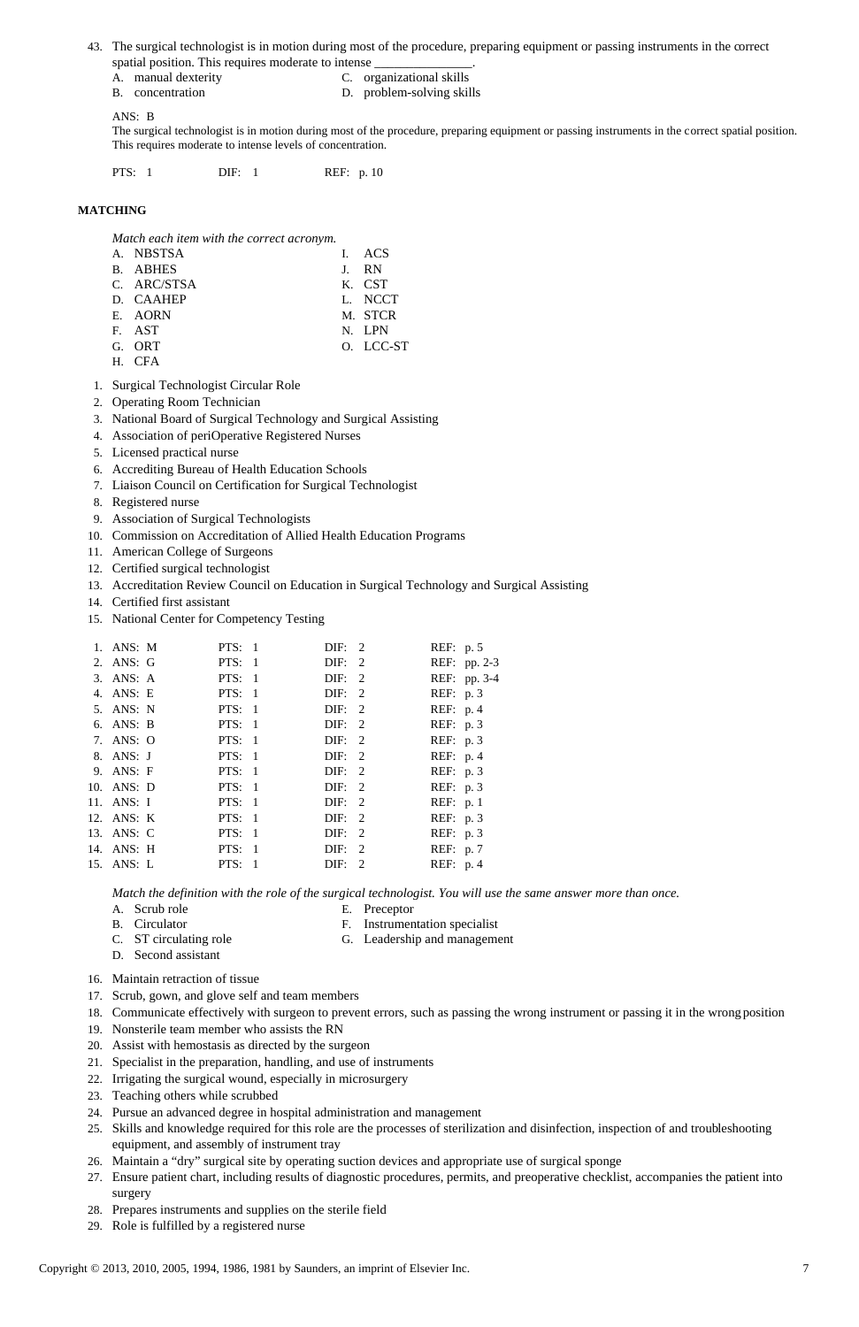43. The surgical technologist is in motion during most of the procedure, preparing equipment or passing instruments in the correct spatial position. This requires moderate to intense _______________.
   A. manual dexterity
   B. concentration
   C. organizational skills
   D. problem-solving skills

ANS: B
The surgical technologist is in motion during most of the procedure, preparing equipment or passing instruments in the correct spatial position. This requires moderate to intense levels of concentration.

PTS: 1 DIF: 1 REF: p. 10

**MATCHING**

*Match each item with the correct acronym.*

A. NBSTSA
B. ABHES
C. ARC/STSA
D. CAAHEP
E. AORN
F. AST
G. ORT
H. CFA
I. ACS
J. RN
K. CST
L. NCCT
M. STCR
N. LPN
O. LCC-ST

1. Surgical Technologist Circular Role
2. Operating Room Technician
3. National Board of Surgical Technology and Surgical Assisting
4. Association of periOperative Registered Nurses
5. Licensed practical nurse
6. Accrediting Bureau of Health Education Schools
7. Liaison Council on Certification for Surgical Technologist
8. Registered nurse
9. Association of Surgical Technologists
10. Commission on Accreditation of Allied Health Education Programs
11. American College of Surgeons
12. Certified surgical technologist
13. Accreditation Review Council on Education in Surgical Technology and Surgical Assisting
14. Certified first assistant
15. National Center for Competency Testing

| | ANS | PTS | DIF | REF |
|---|---|---|---|---|
| 1. | ANS: M | PTS: 1 | DIF: 2 | REF: p. 5 |
| 2. | ANS: G | PTS: 1 | DIF: 2 | REF: pp. 2-3 |
| 3. | ANS: A | PTS: 1 | DIF: 2 | REF: pp. 3-4 |
| 4. | ANS: E | PTS: 1 | DIF: 2 | REF: p. 3 |
| 5. | ANS: N | PTS: 1 | DIF: 2 | REF: p. 4 |
| 6. | ANS: B | PTS: 1 | DIF: 2 | REF: p. 3 |
| 7. | ANS: O | PTS: 1 | DIF: 2 | REF: p. 3 |
| 8. | ANS: J | PTS: 1 | DIF: 2 | REF: p. 4 |
| 9. | ANS: F | PTS: 1 | DIF: 2 | REF: p. 3 |
| 10. | ANS: D | PTS: 1 | DIF: 2 | REF: p. 3 |
| 11. | ANS: I | PTS: 1 | DIF: 2 | REF: p. 1 |
| 12. | ANS: K | PTS: 1 | DIF: 2 | REF: p. 3 |
| 13. | ANS: C | PTS: 1 | DIF: 2 | REF: p. 3 |
| 14. | ANS: H | PTS: 1 | DIF: 2 | REF: p. 7 |
| 15. | ANS: L | PTS: 1 | DIF: 2 | REF: p. 4 |

*Match the definition with the role of the surgical technologist. You will use the same answer more than once.*

A. Scrub role
B. Circulator
C. ST circulating role
D. Second assistant
E. Preceptor
F. Instrumentation specialist
G. Leadership and management

16. Maintain retraction of tissue
17. Scrub, gown, and glove self and team members
18. Communicate effectively with surgeon to prevent errors, such as passing the wrong instrument or passing it in the wrong position
19. Nonsterile team member who assists the RN
20. Assist with hemostasis as directed by the surgeon
21. Specialist in the preparation, handling, and use of instruments
22. Irrigating the surgical wound, especially in microsurgery
23. Teaching others while scrubbed
24. Pursue an advanced degree in hospital administration and management
25. Skills and knowledge required for this role are the processes of sterilization and disinfection, inspection of and troubleshooting equipment, and assembly of instrument tray
26. Maintain a "dry" surgical site by operating suction devices and appropriate use of surgical sponge
27. Ensure patient chart, including results of diagnostic procedures, permits, and preoperative checklist, accompanies the patient into surgery
28. Prepares instruments and supplies on the sterile field
29. Role is fulfilled by a registered nurse

Copyright © 2013, 2010, 2005, 1994, 1986, 1981 by Saunders, an imprint of Elsevier Inc.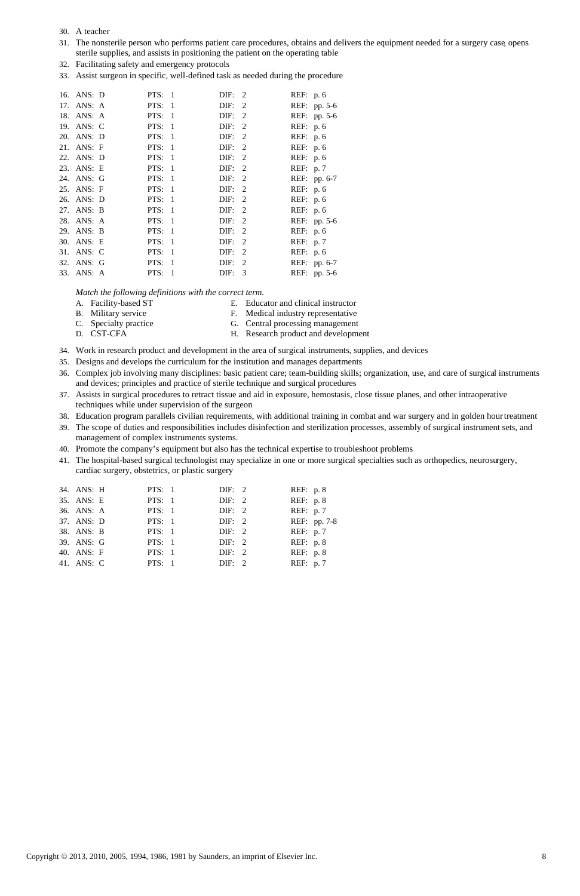30. A teacher
31. The nonsterile person who performs patient care procedures, obtains and delivers the equipment needed for a surgery case, opens sterile supplies, and assists in positioning the patient on the operating table
32. Facilitating safety and emergency protocols
33. Assist surgeon in specific, well-defined task as needed during the procedure

| | | | |
|---|---|---|---|
| 16. ANS: D | PTS: 1 | DIF: 2 | REF: p. 6 |
| 17. ANS: A | PTS: 1 | DIF: 2 | REF: pp. 5-6 |
| 18. ANS: A | PTS: 1 | DIF: 2 | REF: pp. 5-6 |
| 19. ANS: C | PTS: 1 | DIF: 2 | REF: p. 6 |
| 20. ANS: D | PTS: 1 | DIF: 2 | REF: p. 6 |
| 21. ANS: F | PTS: 1 | DIF: 2 | REF: p. 6 |
| 22. ANS: D | PTS: 1 | DIF: 2 | REF: p. 6 |
| 23. ANS: E | PTS: 1 | DIF: 2 | REF: p. 7 |
| 24. ANS: G | PTS: 1 | DIF: 2 | REF: pp. 6-7 |
| 25. ANS: F | PTS: 1 | DIF: 2 | REF: p. 6 |
| 26. ANS: D | PTS: 1 | DIF: 2 | REF: p. 6 |
| 27. ANS: B | PTS: 1 | DIF: 2 | REF: p. 6 |
| 28. ANS: A | PTS: 1 | DIF: 2 | REF: pp. 5-6 |
| 29. ANS: B | PTS: 1 | DIF: 2 | REF: p. 6 |
| 30. ANS: E | PTS: 1 | DIF: 2 | REF: p. 7 |
| 31. ANS: C | PTS: 1 | DIF: 2 | REF: p. 6 |
| 32. ANS: G | PTS: 1 | DIF: 2 | REF: pp. 6-7 |
| 33. ANS: A | PTS: 1 | DIF: 3 | REF: pp. 5-6 |

*Match the following definitions with the correct term.*

A. Facility-based ST
B. Military service
C. Specialty practice
D. CST-CFA
E. Educator and clinical instructor
F. Medical industry representative
G. Central processing management
H. Research product and development

34. Work in research product and development in the area of surgical instruments, supplies, and devices
35. Designs and develops the curriculum for the institution and manages departments
36. Complex job involving many disciplines: basic patient care; team-building skills; organization, use, and care of surgical instruments and devices; principles and practice of sterile technique and surgical procedures
37. Assists in surgical procedures to retract tissue and aid in exposure, hemostasis, close tissue planes, and other intraoperative techniques while under supervision of the surgeon
38. Education program parallels civilian requirements, with additional training in combat and war surgery and in golden hour treatment
39. The scope of duties and responsibilities includes disinfection and sterilization processes, assembly of surgical instrument sets, and management of complex instruments systems.
40. Promote the company's equipment but also has the technical expertise to troubleshoot problems
41. The hospital-based surgical technologist may specialize in one or more surgical specialties such as orthopedics, neurosurgery, cardiac surgery, obstetrics, or plastic surgery

| | | | |
|---|---|---|---|
| 34. ANS: H | PTS: 1 | DIF: 2 | REF: p. 8 |
| 35. ANS: E | PTS: 1 | DIF: 2 | REF: p. 8 |
| 36. ANS: A | PTS: 1 | DIF: 2 | REF: p. 7 |
| 37. ANS: D | PTS: 1 | DIF: 2 | REF: pp. 7-8 |
| 38. ANS: B | PTS: 1 | DIF: 2 | REF: p. 7 |
| 39. ANS: G | PTS: 1 | DIF: 2 | REF: p. 8 |
| 40. ANS: F | PTS: 1 | DIF: 2 | REF: p. 8 |
| 41. ANS: C | PTS: 1 | DIF: 2 | REF: p. 7 |

Copyright © 2013, 2010, 2005, 1994, 1986, 1981 by Saunders, an imprint of Elsevier Inc.